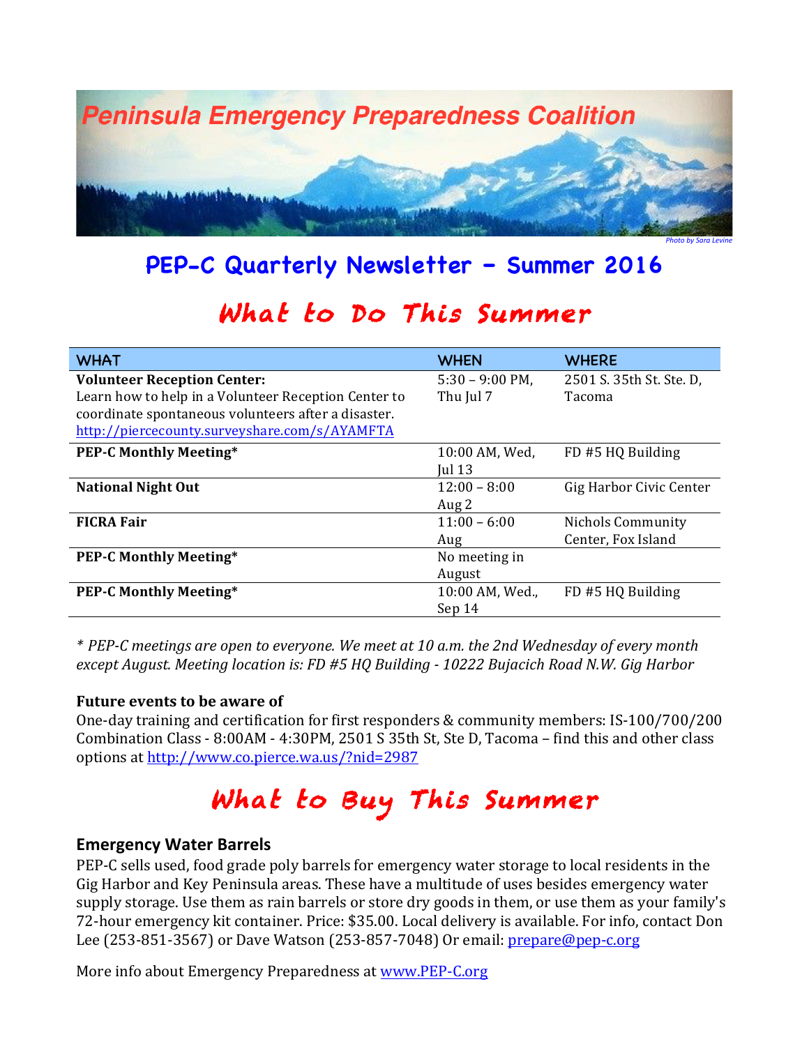# Peninsula Emergency Preparedness Coalition

*Photo by Sara Levine*

## PEP-C Quarterly Newsletter – Summer 2016

## What to Do This Summer

| WHAT | WHEN | WHERE |
|---|---|---|
| **Volunteer Reception Center:** Learn how to help in a Volunteer Reception Center to coordinate spontaneous volunteers after a disaster. http://piercecounty.surveyshare.com/s/AYAMFTA | 5:30 – 9:00 PM, Thu Jul 7 | 2501 S. 35th St. Ste. D, Tacoma |
| **PEP-C Monthly Meeting*** | 10:00 AM, Wed, Jul 13 | FD #5 HQ Building |
| **National Night Out** | 12:00 – 8:00 Aug 2 | Gig Harbor Civic Center |
| **FICRA Fair** | 11:00 – 6:00 Aug | Nichols Community Center, Fox Island |
| **PEP-C Monthly Meeting*** | No meeting in August | |
| **PEP-C Monthly Meeting*** | 10:00 AM, Wed., Sep 14 | FD #5 HQ Building |

*\* PEP-C meetings are open to everyone. We meet at 10 a.m. the 2nd Wednesday of every month except August. Meeting location is: FD #5 HQ Building - 10222 Bujacich Road N.W. Gig Harbor*

**Future events to be aware of**

One-day training and certification for first responders & community members: IS-100/700/200 Combination Class - 8:00AM - 4:30PM, 2501 S 35th St, Ste D, Tacoma – find this and other class options at http://www.co.pierce.wa.us/?nid=2987

## What to Buy This Summer

### Emergency Water Barrels

PEP-C sells used, food grade poly barrels for emergency water storage to local residents in the Gig Harbor and Key Peninsula areas. These have a multitude of uses besides emergency water supply storage. Use them as rain barrels or store dry goods in them, or use them as your family's 72-hour emergency kit container. Price: $35.00. Local delivery is available. For info, contact Don Lee (253-851-3567) or Dave Watson (253-857-7048) Or email: prepare@pep-c.org

More info about Emergency Preparedness at www.PEP-C.org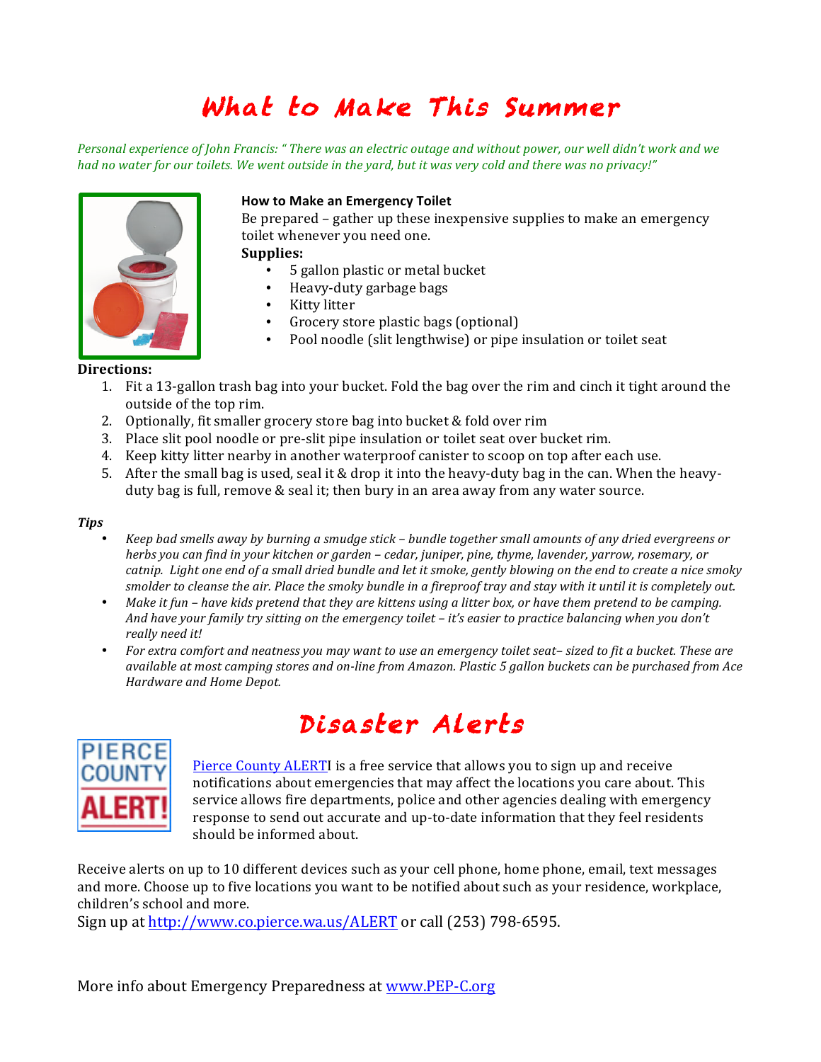# What to Make This Summer

*Personal experience of John Francis: " There was an electric outage and without power, our well didn't work and we had no water for our toilets. We went outside in the yard, but it was very cold and there was no privacy!"*

**How to Make an Emergency Toilet**

Be prepared – gather up these inexpensive supplies to make an emergency toilet whenever you need one.

**Supplies:**

- 5 gallon plastic or metal bucket
- Heavy-duty garbage bags
- Kitty litter
- Grocery store plastic bags (optional)
- Pool noodle (slit lengthwise) or pipe insulation or toilet seat

**Directions:**

1. Fit a 13-gallon trash bag into your bucket. Fold the bag over the rim and cinch it tight around the outside of the top rim.
2. Optionally, fit smaller grocery store bag into bucket & fold over rim
3. Place slit pool noodle or pre-slit pipe insulation or toilet seat over bucket rim.
4. Keep kitty litter nearby in another waterproof canister to scoop on top after each use.
5. After the small bag is used, seal it & drop it into the heavy-duty bag in the can. When the heavy-duty bag is full, remove & seal it; then bury in an area away from any water source.

***Tips***

- *Keep bad smells away by burning a smudge stick – bundle together small amounts of any dried evergreens or herbs you can find in your kitchen or garden – cedar, juniper, pine, thyme, lavender, yarrow, rosemary, or catnip. Light one end of a small dried bundle and let it smoke, gently blowing on the end to create a nice smoky smolder to cleanse the air. Place the smoky bundle in a fireproof tray and stay with it until it is completely out.*
- *Make it fun – have kids pretend that they are kittens using a litter box, or have them pretend to be camping. And have your family try sitting on the emergency toilet – it's easier to practice balancing when you don't really need it!*
- *For extra comfort and neatness you may want to use an emergency toilet seat– sized to fit a bucket. These are available at most camping stores and on-line from Amazon. Plastic 5 gallon buckets can be purchased from Ace Hardware and Home Depot.*

# Disaster Alerts

PIERCE COUNTY ALERT!

Pierce County ALERTI is a free service that allows you to sign up and receive notifications about emergencies that may affect the locations you care about. This service allows fire departments, police and other agencies dealing with emergency response to send out accurate and up-to-date information that they feel residents should be informed about.

Receive alerts on up to 10 different devices such as your cell phone, home phone, email, text messages and more. Choose up to five locations you want to be notified about such as your residence, workplace, children's school and more.

Sign up at http://www.co.pierce.wa.us/ALERT or call (253) 798-6595.

More info about Emergency Preparedness at www.PEP-C.org